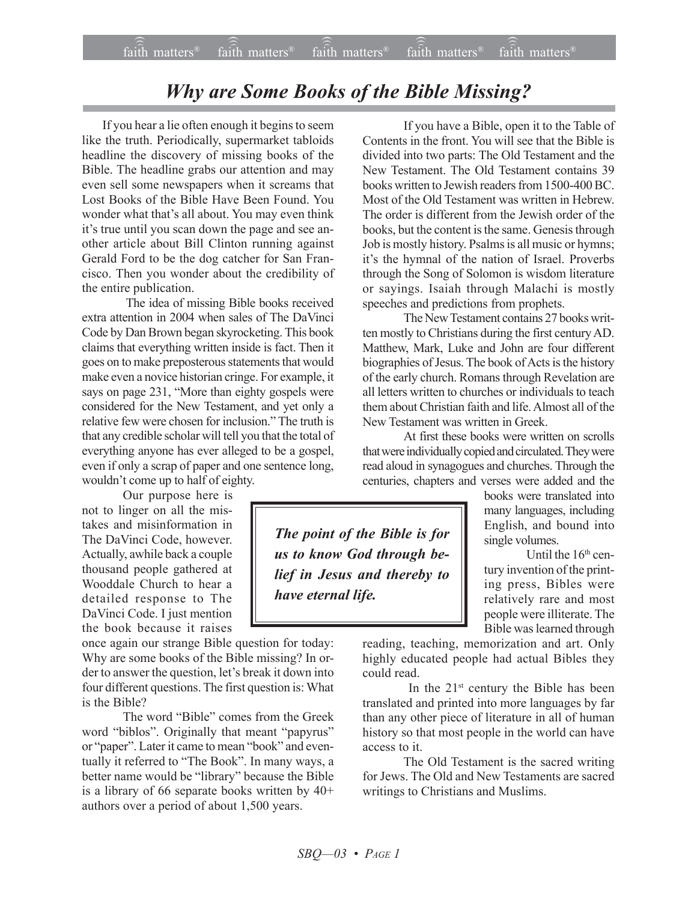# *Why are Some Books of the Bible Missing?*

If you hear a lie often enough it begins to seem like the truth. Periodically, supermarket tabloids headline the discovery of missing books of the Bible. The headline grabs our attention and may even sell some newspapers when it screams that Lost Books of the Bible Have Been Found. You wonder what that's all about. You may even think it's true until you scan down the page and see another article about Bill Clinton running against Gerald Ford to be the dog catcher for San Francisco. Then you wonder about the credibility of the entire publication.

The idea of missing Bible books received extra attention in 2004 when sales of The DaVinci Code by Dan Brown began skyrocketing. This book claims that everything written inside is fact. Then it goes on to make preposterous statements that would make even a novice historian cringe. For example, it says on page 231, "More than eighty gospels were considered for the New Testament, and yet only a relative few were chosen for inclusion." The truth is that any credible scholar will tell you that the total of everything anyone has ever alleged to be a gospel, even if only a scrap of paper and one sentence long, wouldn't come up to half of eighty.

Our purpose here is not to linger on all the mistakes and misinformation in The DaVinci Code, however. Actually, awhile back a couple thousand people gathered at Wooddale Church to hear a detailed response to The DaVinci Code. I just mention the book because it raises once again our strange Bible question for today: Why are some books of the Bible missing? In order to answer the question, let's break it down into four different questions. The first question is: What is the Bible?

The word "Bible" comes from the Greek word "biblos". Originally that meant "papyrus" or "paper". Later it came to mean "book" and eventually it referred to "The Book". In many ways, a better name would be "library" because the Bible is a library of 66 separate books written by 40+ authors over a period of about 1,500 years.

If you have a Bible, open it to the Table of Contents in the front. You will see that the Bible is divided into two parts: The Old Testament and the New Testament. The Old Testament contains 39 books written to Jewish readers from 1500-400 BC. Most of the Old Testament was written in Hebrew. The order is different from the Jewish order of the books, but the content is the same. Genesis through Job is mostly history. Psalms is all music or hymns; it's the hymnal of the nation of Israel. Proverbs through the Song of Solomon is wisdom literature or sayings. Isaiah through Malachi is mostly speeches and predictions from prophets.

The New Testament contains 27 books written mostly to Christians during the first century AD. Matthew, Mark, Luke and John are four different biographies of Jesus. The book of Acts is the history of the early church. Romans through Revelation are all letters written to churches or individuals to teach them about Christian faith and life. Almost all of the New Testament was written in Greek.

At first these books were written on scrolls that were individually copied and circulated. They were read aloud in synagogues and churches. Through the centuries, chapters and verses were added and the books were translated into many languages, including English, and bound into single volumes.

> ***The point of the Bible is for us to know God through belief in Jesus and thereby to have eternal life.***

Until the 16th century invention of the printing press, Bibles were relatively rare and most people were illiterate. The Bible was learned through reading, teaching, memorization and art. Only highly educated people had actual Bibles they could read.

In the 21st century the Bible has been translated and printed into more languages by far than any other piece of literature in all of human history so that most people in the world can have access to it.

The Old Testament is the sacred writing for Jews. The Old and New Testaments are sacred writings to Christians and Muslims.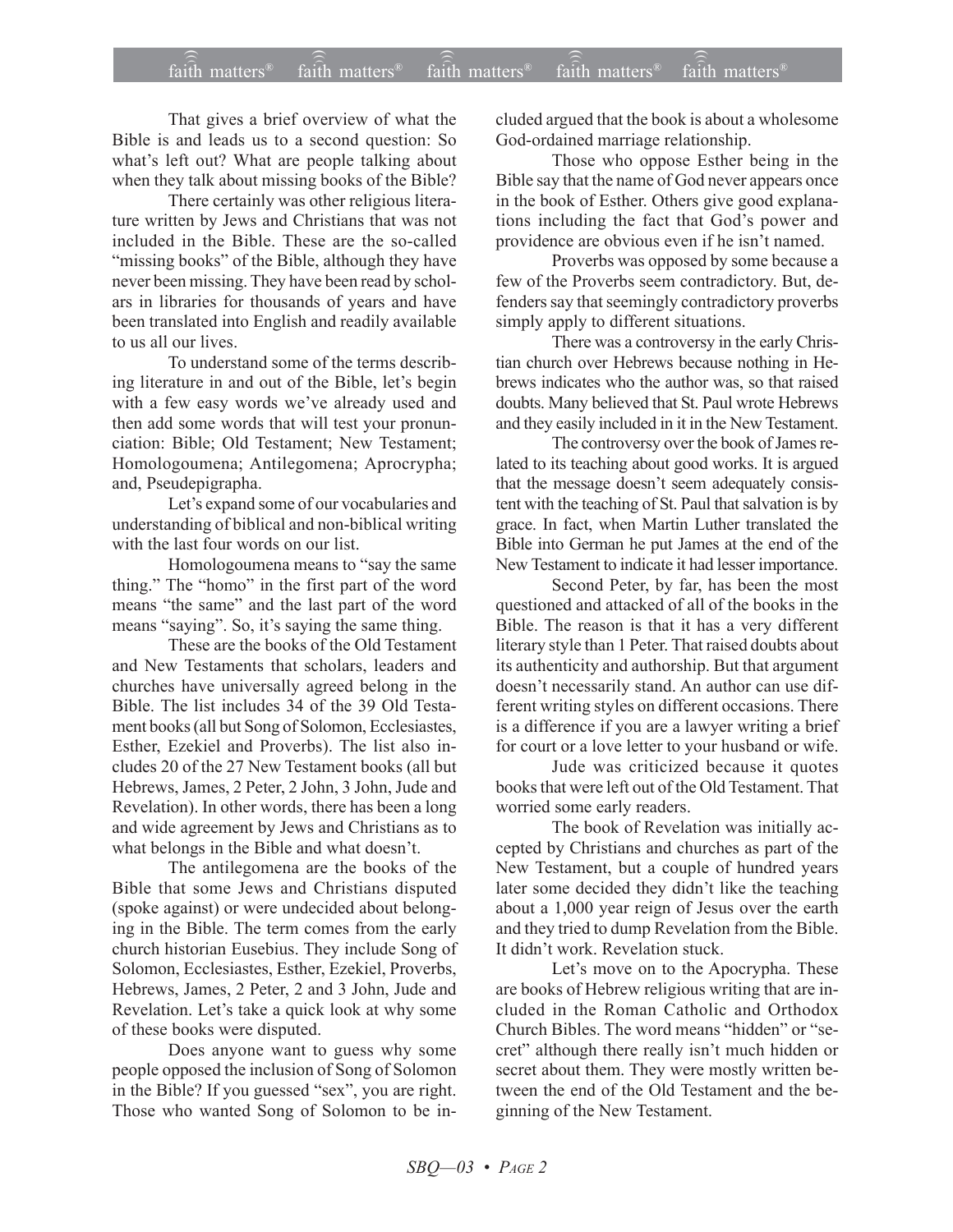That gives a brief overview of what the Bible is and leads us to a second question: So what's left out? What are people talking about when they talk about missing books of the Bible?

There certainly was other religious literature written by Jews and Christians that was not included in the Bible. These are the so-called "missing books" of the Bible, although they have never been missing. They have been read by scholars in libraries for thousands of years and have been translated into English and readily available to us all our lives.

To understand some of the terms describing literature in and out of the Bible, let's begin with a few easy words we've already used and then add some words that will test your pronunciation: Bible; Old Testament; New Testament; Homologoumena; Antilegomena; Aprocrypha; and, Pseudepigrapha.

Let's expand some of our vocabularies and understanding of biblical and non-biblical writing with the last four words on our list.

Homologoumena means to "say the same thing." The "homo" in the first part of the word means "the same" and the last part of the word means "saying". So, it's saying the same thing.

These are the books of the Old Testament and New Testaments that scholars, leaders and churches have universally agreed belong in the Bible. The list includes 34 of the 39 Old Testament books (all but Song of Solomon, Ecclesiastes, Esther, Ezekiel and Proverbs). The list also includes 20 of the 27 New Testament books (all but Hebrews, James, 2 Peter, 2 John, 3 John, Jude and Revelation). In other words, there has been a long and wide agreement by Jews and Christians as to what belongs in the Bible and what doesn't.

The antilegomena are the books of the Bible that some Jews and Christians disputed (spoke against) or were undecided about belonging in the Bible. The term comes from the early church historian Eusebius. They include Song of Solomon, Ecclesiastes, Esther, Ezekiel, Proverbs, Hebrews, James, 2 Peter, 2 and 3 John, Jude and Revelation. Let's take a quick look at why some of these books were disputed.

Does anyone want to guess why some people opposed the inclusion of Song of Solomon in the Bible? If you guessed "sex", you are right. Those who wanted Song of Solomon to be included argued that the book is about a wholesome God-ordained marriage relationship.

Those who oppose Esther being in the Bible say that the name of God never appears once in the book of Esther. Others give good explanations including the fact that God's power and providence are obvious even if he isn't named.

Proverbs was opposed by some because a few of the Proverbs seem contradictory. But, defenders say that seemingly contradictory proverbs simply apply to different situations.

There was a controversy in the early Christian church over Hebrews because nothing in Hebrews indicates who the author was, so that raised doubts. Many believed that St. Paul wrote Hebrews and they easily included in it in the New Testament.

The controversy over the book of James related to its teaching about good works. It is argued that the message doesn't seem adequately consistent with the teaching of St. Paul that salvation is by grace. In fact, when Martin Luther translated the Bible into German he put James at the end of the New Testament to indicate it had lesser importance.

Second Peter, by far, has been the most questioned and attacked of all of the books in the Bible. The reason is that it has a very different literary style than 1 Peter. That raised doubts about its authenticity and authorship. But that argument doesn't necessarily stand. An author can use different writing styles on different occasions. There is a difference if you are a lawyer writing a brief for court or a love letter to your husband or wife.

Jude was criticized because it quotes books that were left out of the Old Testament. That worried some early readers.

The book of Revelation was initially accepted by Christians and churches as part of the New Testament, but a couple of hundred years later some decided they didn't like the teaching about a 1,000 year reign of Jesus over the earth and they tried to dump Revelation from the Bible. It didn't work. Revelation stuck.

Let's move on to the Apocrypha. These are books of Hebrew religious writing that are included in the Roman Catholic and Orthodox Church Bibles. The word means "hidden" or "secret" although there really isn't much hidden or secret about them. They were mostly written between the end of the Old Testament and the beginning of the New Testament.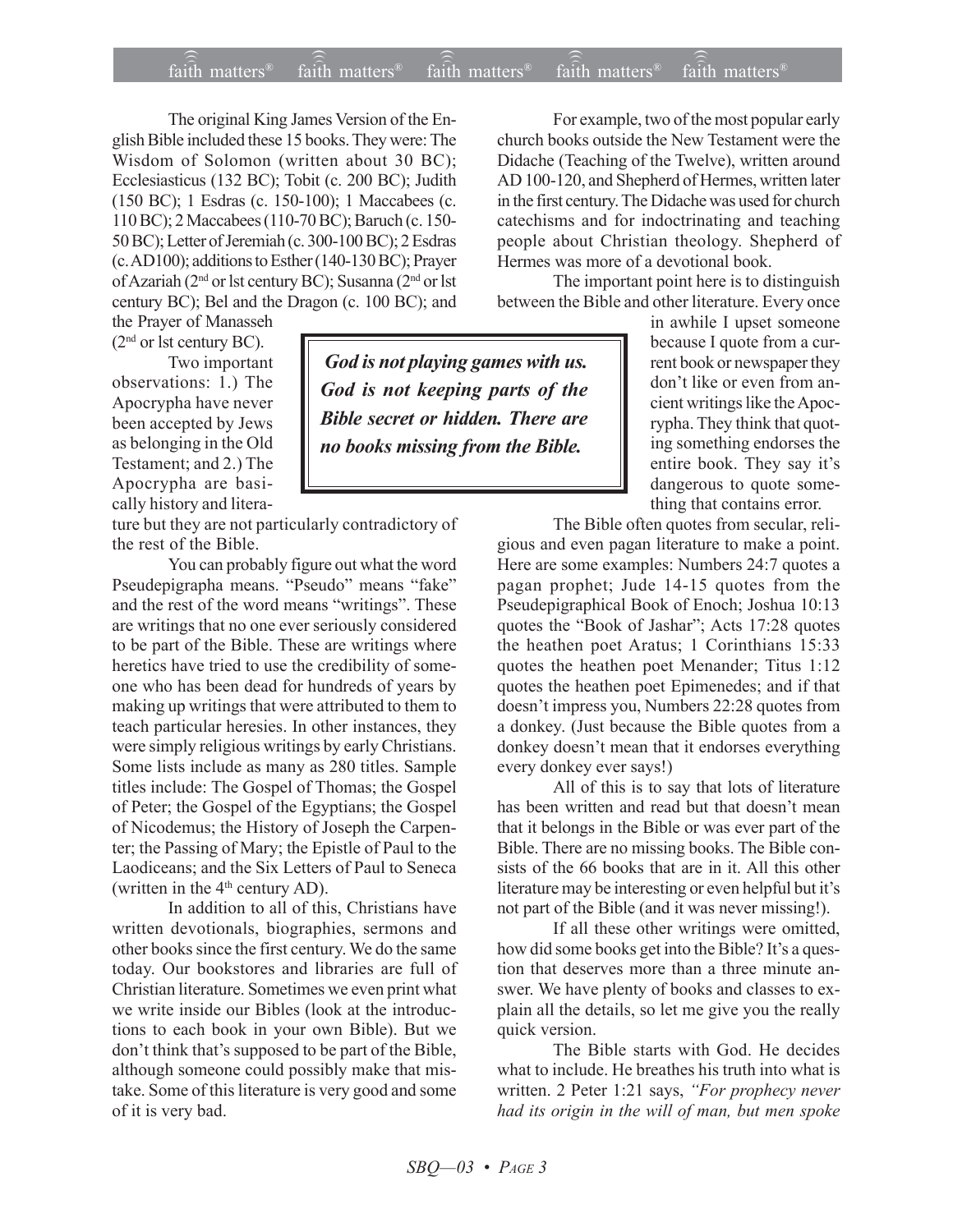The original King James Version of the English Bible included these 15 books. They were: The Wisdom of Solomon (written about 30 BC); Ecclesiasticus (132 BC); Tobit (c. 200 BC); Judith (150 BC); 1 Esdras (c. 150-100); 1 Maccabees (c. 110 BC); 2 Maccabees (110-70 BC); Baruch (c. 150-50 BC); Letter of Jeremiah (c. 300-100 BC); 2 Esdras (c. AD100); additions to Esther (140-130 BC); Prayer of Azariah (2nd or lst century BC); Susanna (2nd or lst century BC); Bel and the Dragon (c. 100 BC); and the Prayer of Manasseh (2nd or lst century BC).

Two important observations: 1.) The Apocrypha have never been accepted by Jews as belonging in the Old Testament; and 2.) The Apocrypha are basically history and literature but they are not particularly contradictory of the rest of the Bible.

> ***God is not playing games with us. God is not keeping parts of the Bible secret or hidden. There are no books missing from the Bible.***

You can probably figure out what the word Pseudepigrapha means. "Pseudo" means "fake" and the rest of the word means "writings". These are writings that no one ever seriously considered to be part of the Bible. These are writings where heretics have tried to use the credibility of someone who has been dead for hundreds of years by making up writings that were attributed to them to teach particular heresies. In other instances, they were simply religious writings by early Christians. Some lists include as many as 280 titles. Sample titles include: The Gospel of Thomas; the Gospel of Peter; the Gospel of the Egyptians; the Gospel of Nicodemus; the History of Joseph the Carpenter; the Passing of Mary; the Epistle of Paul to the Laodiceans; and the Six Letters of Paul to Seneca (written in the 4th century AD).

In addition to all of this, Christians have written devotionals, biographies, sermons and other books since the first century. We do the same today. Our bookstores and libraries are full of Christian literature. Sometimes we even print what we write inside our Bibles (look at the introductions to each book in your own Bible). But we don't think that's supposed to be part of the Bible, although someone could possibly make that mistake. Some of this literature is very good and some of it is very bad.

For example, two of the most popular early church books outside the New Testament were the Didache (Teaching of the Twelve), written around AD 100-120, and Shepherd of Hermes, written later in the first century. The Didache was used for church catechisms and for indoctrinating and teaching people about Christian theology. Shepherd of Hermes was more of a devotional book.

The important point here is to distinguish between the Bible and other literature. Every once in awhile I upset someone because I quote from a current book or newspaper they don't like or even from ancient writings like the Apocrypha. They think that quoting something endorses the entire book. They say it's dangerous to quote something that contains error.

The Bible often quotes from secular, religious and even pagan literature to make a point. Here are some examples: Numbers 24:7 quotes a pagan prophet; Jude 14-15 quotes from the Pseudepigraphical Book of Enoch; Joshua 10:13 quotes the "Book of Jashar"; Acts 17:28 quotes the heathen poet Aratus; 1 Corinthians 15:33 quotes the heathen poet Menander; Titus 1:12 quotes the heathen poet Epimenedes; and if that doesn't impress you, Numbers 22:28 quotes from a donkey. (Just because the Bible quotes from a donkey doesn't mean that it endorses everything every donkey ever says!)

All of this is to say that lots of literature has been written and read but that doesn't mean that it belongs in the Bible or was ever part of the Bible. There are no missing books. The Bible consists of the 66 books that are in it. All this other literature may be interesting or even helpful but it's not part of the Bible (and it was never missing!).

If all these other writings were omitted, how did some books get into the Bible? It's a question that deserves more than a three minute answer. We have plenty of books and classes to explain all the details, so let me give you the really quick version.

The Bible starts with God. He decides what to include. He breathes his truth into what is written. 2 Peter 1:21 says, *"For prophecy never had its origin in the will of man, but men spoke*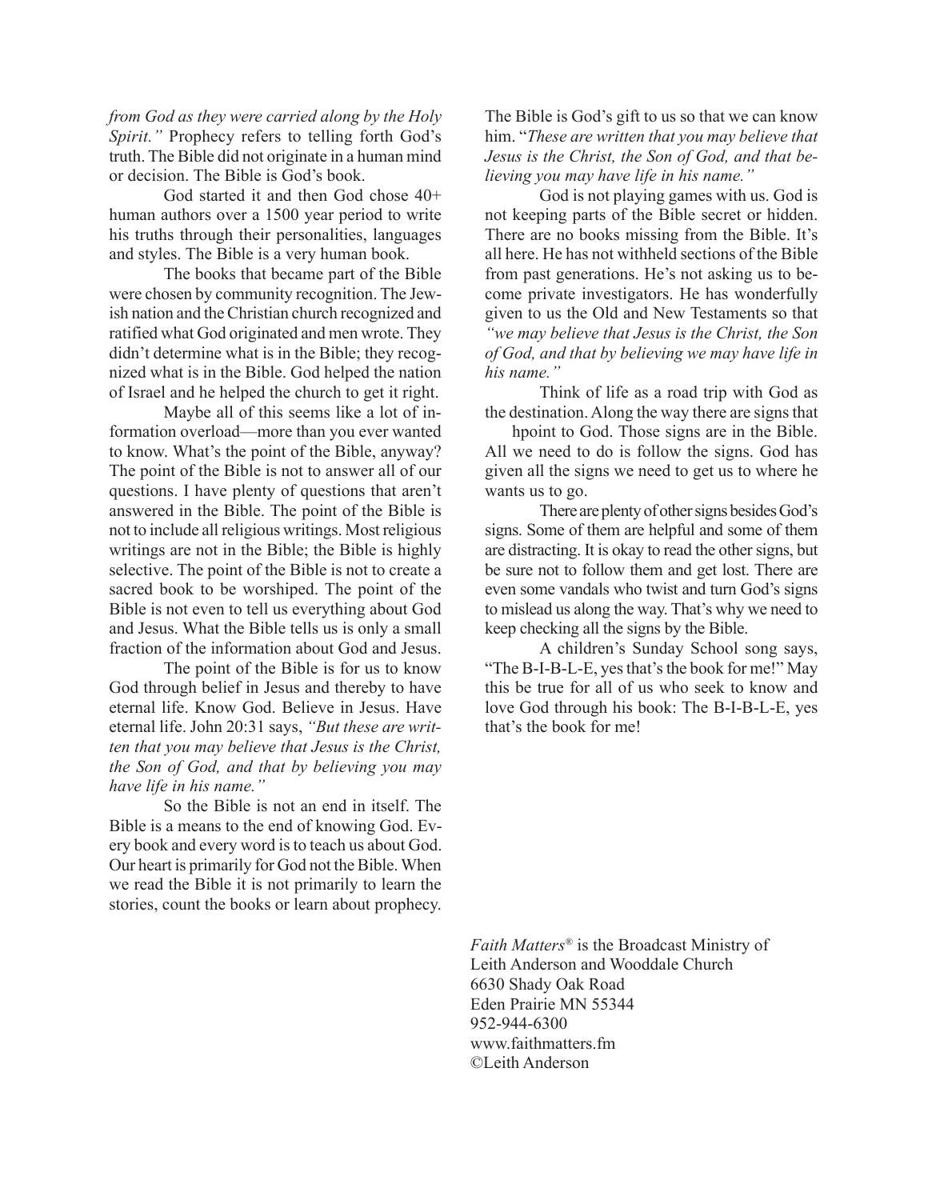*from God as they were carried along by the Holy Spirit."* Prophecy refers to telling forth God's truth. The Bible did not originate in a human mind or decision. The Bible is God's book.

God started it and then God chose 40+ human authors over a 1500 year period to write his truths through their personalities, languages and styles. The Bible is a very human book.

The books that became part of the Bible were chosen by community recognition. The Jewish nation and the Christian church recognized and ratified what God originated and men wrote. They didn't determine what is in the Bible; they recognized what is in the Bible. God helped the nation of Israel and he helped the church to get it right.

Maybe all of this seems like a lot of information overload—more than you ever wanted to know. What's the point of the Bible, anyway? The point of the Bible is not to answer all of our questions. I have plenty of questions that aren't answered in the Bible. The point of the Bible is not to include all religious writings. Most religious writings are not in the Bible; the Bible is highly selective. The point of the Bible is not to create a sacred book to be worshiped. The point of the Bible is not even to tell us everything about God and Jesus. What the Bible tells us is only a small fraction of the information about God and Jesus.

The point of the Bible is for us to know God through belief in Jesus and thereby to have eternal life. Know God. Believe in Jesus. Have eternal life. John 20:31 says, *"But these are written that you may believe that Jesus is the Christ, the Son of God, and that by believing you may have life in his name."*

So the Bible is not an end in itself. The Bible is a means to the end of knowing God. Every book and every word is to teach us about God. Our heart is primarily for God not the Bible. When we read the Bible it is not primarily to learn the stories, count the books or learn about prophecy. The Bible is God's gift to us so that we can know him. "*These are written that you may believe that Jesus is the Christ, the Son of God, and that believing you may have life in his name."*

God is not playing games with us. God is not keeping parts of the Bible secret or hidden. There are no books missing from the Bible. It's all here. He has not withheld sections of the Bible from past generations. He's not asking us to become private investigators. He has wonderfully given to us the Old and New Testaments so that *"we may believe that Jesus is the Christ, the Son of God, and that by believing we may have life in his name."*

Think of life as a road trip with God as the destination. Along the way there are signs that hpoint to God. Those signs are in the Bible. All we need to do is follow the signs. God has given all the signs we need to get us to where he wants us to go.

There are plenty of other signs besides God's signs. Some of them are helpful and some of them are distracting. It is okay to read the other signs, but be sure not to follow them and get lost. There are even some vandals who twist and turn God's signs to mislead us along the way. That's why we need to keep checking all the signs by the Bible.

A children's Sunday School song says, "The B-I-B-L-E, yes that's the book for me!" May this be true for all of us who seek to know and love God through his book: The B-I-B-L-E, yes that's the book for me!

*Faith Matters*® is the Broadcast Ministry of
Leith Anderson and Wooddale Church
6630 Shady Oak Road
Eden Prairie MN 55344
952-944-6300
www.faithmatters.fm
©Leith Anderson